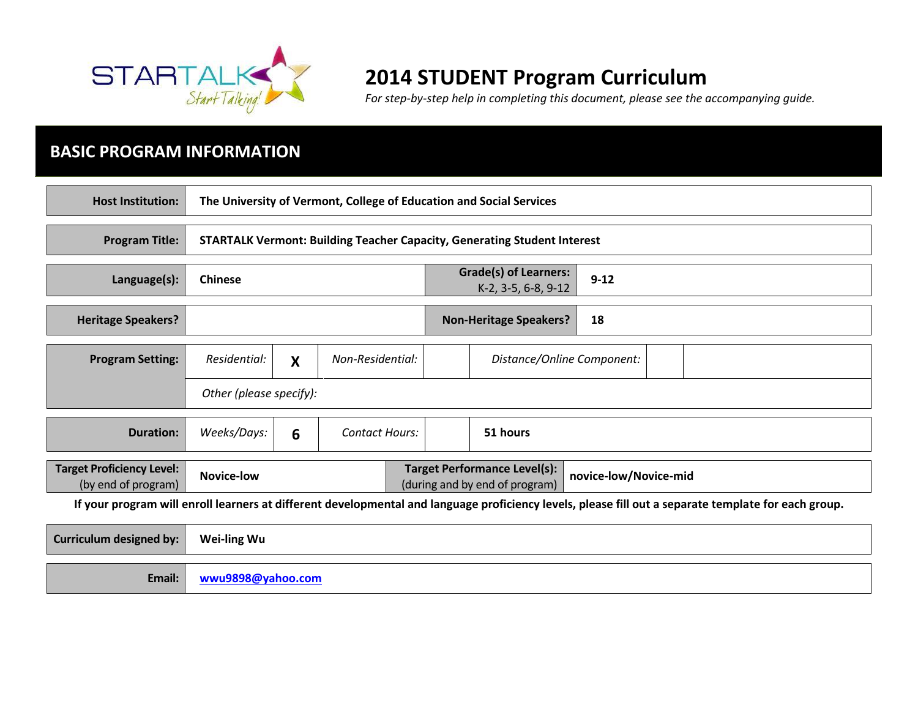# 2014 STUDENT Program Curriculum

*For step-by-step help in completing this document, please see the accompanying guide.*

## BASIC PROGRAM INFORMATION

| | |
|---|---|
| **Host Institution:** | **The University of Vermont, College of Education and Social Services** |
| **Program Title:** | **STARTALK Vermont: Building Teacher Capacity, Generating Student Interest** |

| | | | |
|---|---|---|---|
| **Language(s):** | **Chinese** | **Grade(s) of Learners:** K-2, 3-5, 6-8, 9-12 | **9-12** |
| **Heritage Speakers?** | | **Non-Heritage Speakers?** | **18** |

| | | | | | | | |
|---|---|---|---|---|---|---|---|
| **Program Setting:** | *Residential:* | **X** | *Non-Residential:* | | *Distance/Online Component:* | | |
| | *Other (please specify):* | | | | | | |

| | | | | | |
|---|---|---|---|---|---|
| **Duration:** | *Weeks/Days:* | **6** | *Contact Hours:* | | **51 hours** |

| | | | |
|---|---|---|---|
| **Target Proficiency Level:** (by end of program) | **Novice-low** | **Target Performance Level(s):** (during and by end of program) | **novice-low/Novice-mid** |

**If your program will enroll learners at different developmental and language proficiency levels, please fill out a separate template for each group.**

| | |
|---|---|
| **Curriculum designed by:** | **Wei-ling Wu** |
| **Email:** | **wwu9898@yahoo.com** |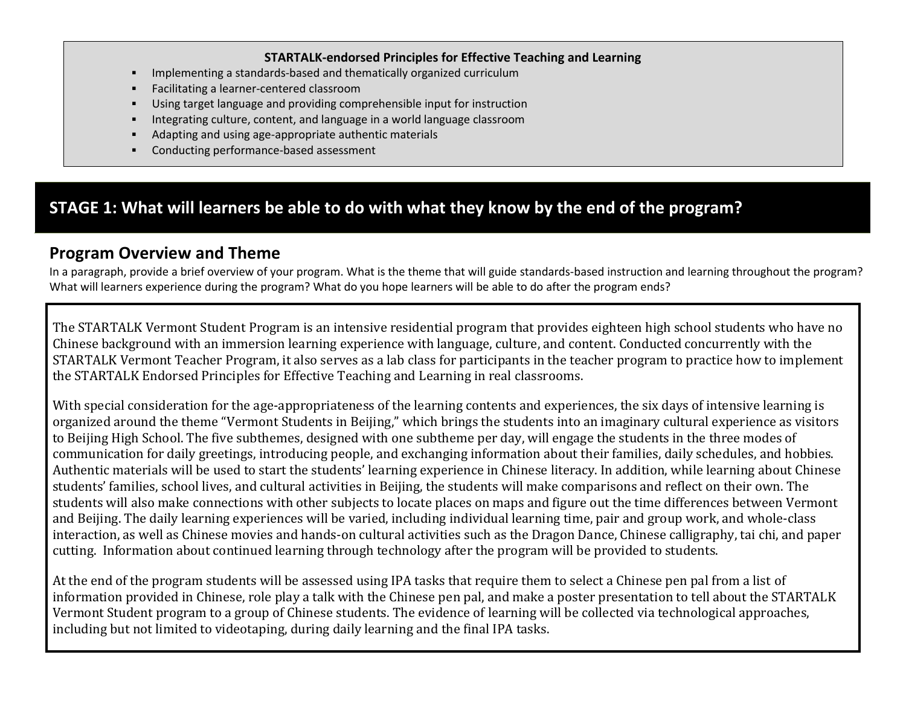**STARTALK-endorsed Principles for Effective Teaching and Learning**

- Implementing a standards-based and thematically organized curriculum
- Facilitating a learner-centered classroom
- Using target language and providing comprehensible input for instruction
- Integrating culture, content, and language in a world language classroom
- Adapting and using age-appropriate authentic materials
- Conducting performance-based assessment

# STAGE 1: What will learners be able to do with what they know by the end of the program?

## Program Overview and Theme

In a paragraph, provide a brief overview of your program. What is the theme that will guide standards-based instruction and learning throughout the program? What will learners experience during the program? What do you hope learners will be able to do after the program ends?

The STARTALK Vermont Student Program is an intensive residential program that provides eighteen high school students who have no Chinese background with an immersion learning experience with language, culture, and content. Conducted concurrently with the STARTALK Vermont Teacher Program, it also serves as a lab class for participants in the teacher program to practice how to implement the STARTALK Endorsed Principles for Effective Teaching and Learning in real classrooms.

With special consideration for the age-appropriateness of the learning contents and experiences, the six days of intensive learning is organized around the theme "Vermont Students in Beijing," which brings the students into an imaginary cultural experience as visitors to Beijing High School. The five subthemes, designed with one subtheme per day, will engage the students in the three modes of communication for daily greetings, introducing people, and exchanging information about their families, daily schedules, and hobbies. Authentic materials will be used to start the students' learning experience in Chinese literacy. In addition, while learning about Chinese students' families, school lives, and cultural activities in Beijing, the students will make comparisons and reflect on their own. The students will also make connections with other subjects to locate places on maps and figure out the time differences between Vermont and Beijing. The daily learning experiences will be varied, including individual learning time, pair and group work, and whole-class interaction, as well as Chinese movies and hands-on cultural activities such as the Dragon Dance, Chinese calligraphy, tai chi, and paper cutting. Information about continued learning through technology after the program will be provided to students.

At the end of the program students will be assessed using IPA tasks that require them to select a Chinese pen pal from a list of information provided in Chinese, role play a talk with the Chinese pen pal, and make a poster presentation to tell about the STARTALK Vermont Student program to a group of Chinese students. The evidence of learning will be collected via technological approaches, including but not limited to videotaping, during daily learning and the final IPA tasks.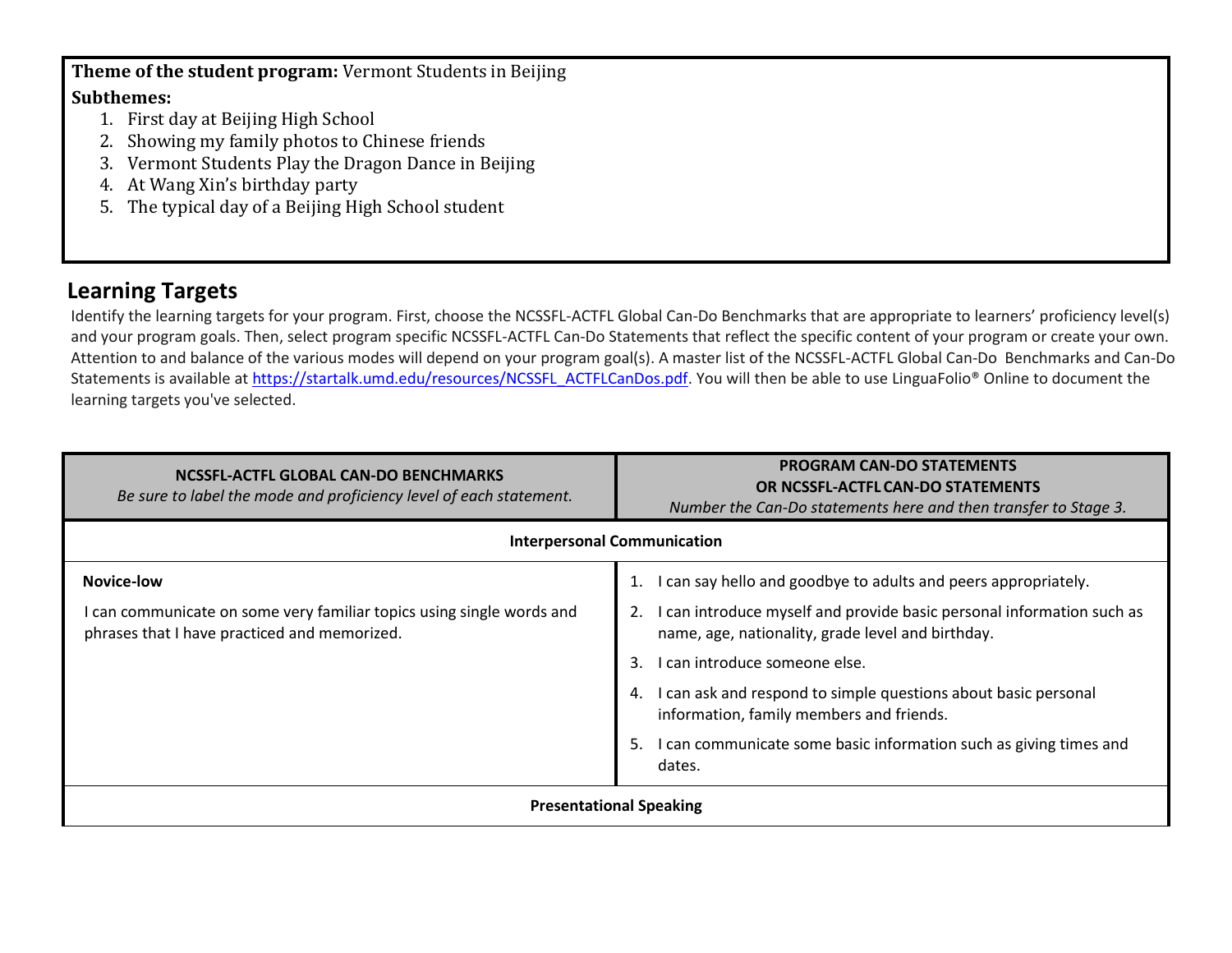**Theme of the student program:** Vermont Students in Beijing

**Subthemes:**

1. First day at Beijing High School
2. Showing my family photos to Chinese friends
3. Vermont Students Play the Dragon Dance in Beijing
4. At Wang Xin's birthday party
5. The typical day of a Beijing High School student

## Learning Targets

Identify the learning targets for your program. First, choose the NCSSFL-ACTFL Global Can-Do Benchmarks that are appropriate to learners' proficiency level(s) and your program goals. Then, select program specific NCSSFL-ACTFL Can-Do Statements that reflect the specific content of your program or create your own. Attention to and balance of the various modes will depend on your program goal(s). A master list of the NCSSFL-ACTFL Global Can-Do Benchmarks and Can-Do Statements is available at https://startalk.umd.edu/resources/NCSSFL_ACTFLCanDos.pdf. You will then be able to use LinguaFolio® Online to document the learning targets you've selected.

| **NCSSFL-ACTFL GLOBAL CAN-DO BENCHMARKS**<br>*Be sure to label the mode and proficiency level of each statement.* | **PROGRAM CAN-DO STATEMENTS OR NCSSFL-ACTFL CAN-DO STATEMENTS**<br>*Number the Can-Do statements here and then transfer to Stage 3.* |
|---|---|
| **Interpersonal Communication** | |
| **Novice-low**<br><br>I can communicate on some very familiar topics using single words and phrases that I have practiced and memorized. | 1. I can say hello and goodbye to adults and peers appropriately.<br>2. I can introduce myself and provide basic personal information such as name, age, nationality, grade level and birthday.<br>3. I can introduce someone else.<br>4. I can ask and respond to simple questions about basic personal information, family members and friends.<br>5. I can communicate some basic information such as giving times and dates. |
| **Presentational Speaking** | |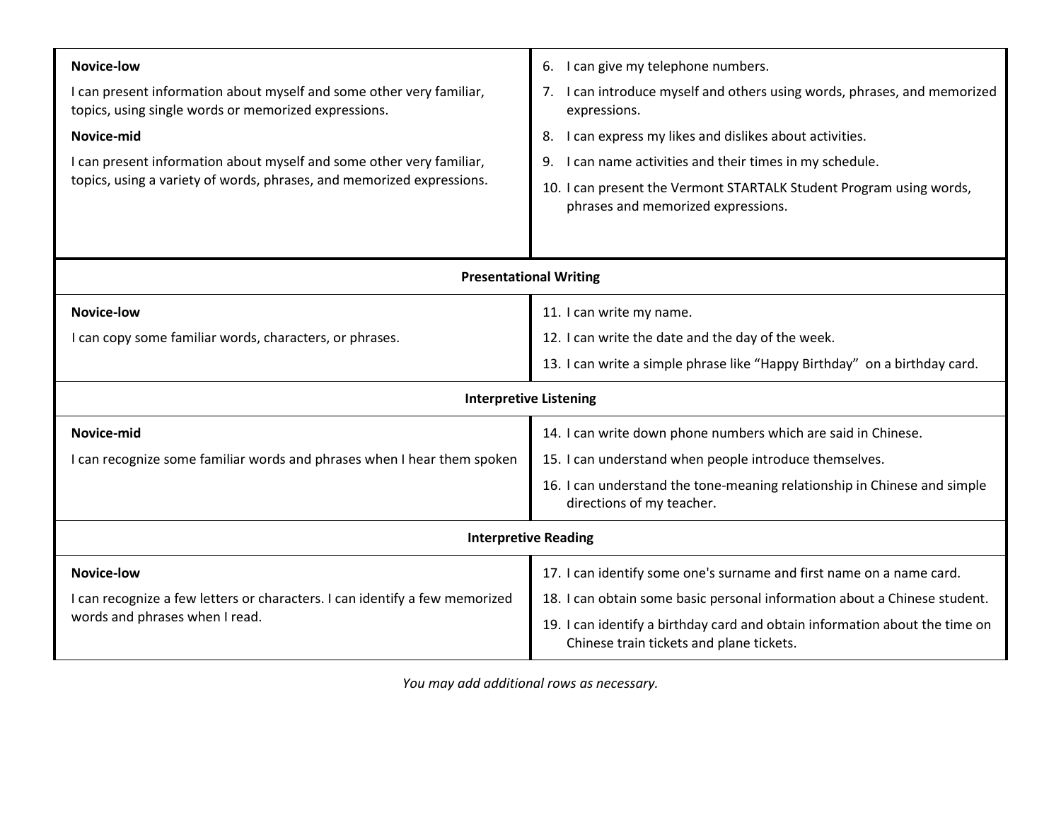| | |
|---|---|
| **Novice-low**<br>I can present information about myself and some other very familiar, topics, using single words or memorized expressions.<br>**Novice-mid**<br>I can present information about myself and some other very familiar, topics, using a variety of words, phrases, and memorized expressions. | 6. I can give my telephone numbers.<br>7. I can introduce myself and others using words, phrases, and memorized expressions.<br>8. I can express my likes and dislikes about activities.<br>9. I can name activities and their times in my schedule.<br>10. I can present the Vermont STARTALK Student Program using words, phrases and memorized expressions. |
| **Presentational Writing** | |
| **Novice-low**<br>I can copy some familiar words, characters, or phrases. | 11. I can write my name.<br>12. I can write the date and the day of the week.<br>13. I can write a simple phrase like "Happy Birthday" on a birthday card. |
| **Interpretive Listening** | |
| **Novice-mid**<br>I can recognize some familiar words and phrases when I hear them spoken | 14. I can write down phone numbers which are said in Chinese.<br>15. I can understand when people introduce themselves.<br>16. I can understand the tone-meaning relationship in Chinese and simple directions of my teacher. |
| **Interpretive Reading** | |
| **Novice-low**<br>I can recognize a few letters or characters. I can identify a few memorized words and phrases when I read. | 17. I can identify some one's surname and first name on a name card.<br>18. I can obtain some basic personal information about a Chinese student.<br>19. I can identify a birthday card and obtain information about the time on Chinese train tickets and plane tickets. |

*You may add additional rows as necessary.*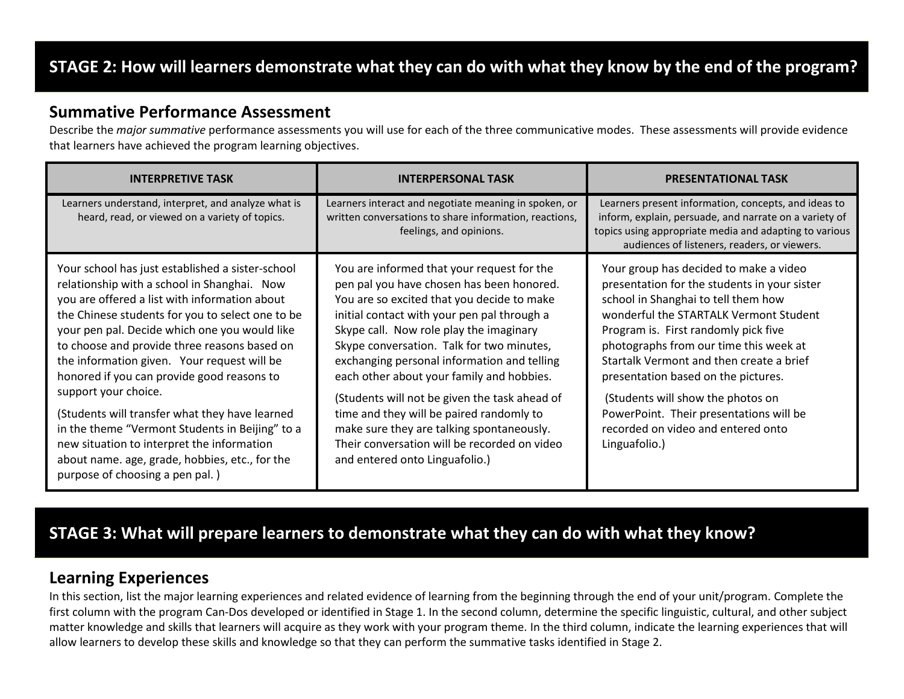## STAGE 2: How will learners demonstrate what they can do with what they know by the end of the program?

### Summative Performance Assessment

Describe the *major summative* performance assessments you will use for each of the three communicative modes. These assessments will provide evidence that learners have achieved the program learning objectives.

| INTERPRETIVE TASK | INTERPERSONAL TASK | PRESENTATIONAL TASK |
|---|---|---|
| Learners understand, interpret, and analyze what is heard, read, or viewed on a variety of topics. | Learners interact and negotiate meaning in spoken, or written conversations to share information, reactions, feelings, and opinions. | Learners present information, concepts, and ideas to inform, explain, persuade, and narrate on a variety of topics using appropriate media and adapting to various audiences of listeners, readers, or viewers. |
| Your school has just established a sister-school relationship with a school in Shanghai. Now you are offered a list with information about the Chinese students for you to select one to be your pen pal. Decide which one you would like to choose and provide three reasons based on the information given. Your request will be honored if you can provide good reasons to support your choice.<br><br>(Students will transfer what they have learned in the theme "Vermont Students in Beijing" to a new situation to interpret the information about name. age, grade, hobbies, etc., for the purpose of choosing a pen pal. ) | You are informed that your request for the pen pal you have chosen has been honored. You are so excited that you decide to make initial contact with your pen pal through a Skype call. Now role play the imaginary Skype conversation. Talk for two minutes, exchanging personal information and telling each other about your family and hobbies.<br><br>(Students will not be given the task ahead of time and they will be paired randomly to make sure they are talking spontaneously. Their conversation will be recorded on video and entered onto Linguafolio.) | Your group has decided to make a video presentation for the students in your sister school in Shanghai to tell them how wonderful the STARTALK Vermont Student Program is. First randomly pick five photographs from our time this week at Startalk Vermont and then create a brief presentation based on the pictures.<br><br>(Students will show the photos on PowerPoint. Their presentations will be recorded on video and entered onto Linguafolio.) |

## STAGE 3: What will prepare learners to demonstrate what they can do with what they know?

### Learning Experiences

In this section, list the major learning experiences and related evidence of learning from the beginning through the end of your unit/program. Complete the first column with the program Can-Dos developed or identified in Stage 1. In the second column, determine the specific linguistic, cultural, and other subject matter knowledge and skills that learners will acquire as they work with your program theme. In the third column, indicate the learning experiences that will allow learners to develop these skills and knowledge so that they can perform the summative tasks identified in Stage 2.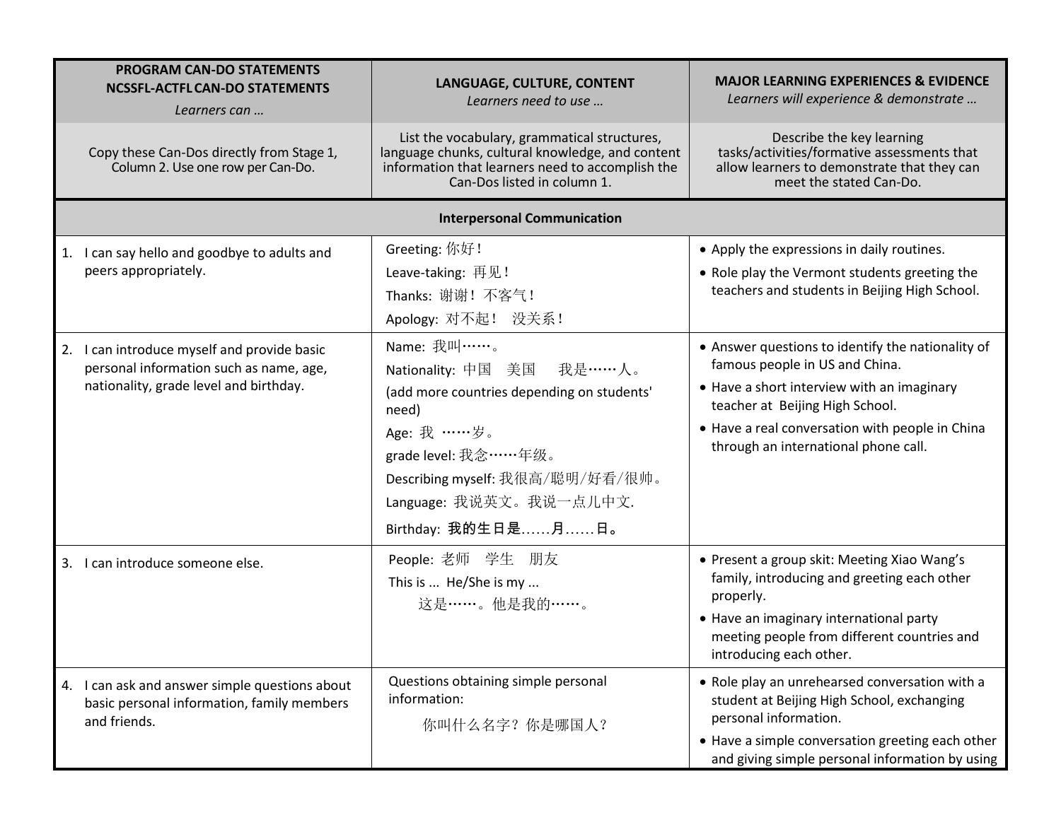| PROGRAM CAN-DO STATEMENTS NCSSFL-ACTFL CAN-DO STATEMENTS *Learners can …* | LANGUAGE, CULTURE, CONTENT *Learners need to use …* | MAJOR LEARNING EXPERIENCES & EVIDENCE *Learners will experience & demonstrate …* |
|---|---|---|
| Copy these Can-Dos directly from Stage 1, Column 2. Use one row per Can-Do. | List the vocabulary, grammatical structures, language chunks, cultural knowledge, and content information that learners need to accomplish the Can-Dos listed in column 1. | Describe the key learning tasks/activities/formative assessments that allow learners to demonstrate that they can meet the stated Can-Do. |
| **Interpersonal Communication** | | |
| 1. I can say hello and goodbye to adults and peers appropriately. | Greeting: 你好！<br>Leave-taking: 再见！<br>Thanks: 谢谢！不客气！<br>Apology: 对不起！ 没关系！ | • Apply the expressions in daily routines.<br>• Role play the Vermont students greeting the teachers and students in Beijing High School. |
| 2. I can introduce myself and provide basic personal information such as name, age, nationality, grade level and birthday. | Name: 我叫……。<br>Nationality: 中国 美国 我是……人。<br>(add more countries depending on students' need)<br>Age: 我 ……岁。<br>grade level: 我念……年级。<br>Describing myself: 我很高/聪明/好看/很帅。<br>Language: 我说英文。我说一点儿中文.<br>Birthday: **我的生日是……月……日。** | • Answer questions to identify the nationality of famous people in US and China.<br>• Have a short interview with an imaginary teacher at Beijing High School.<br>• Have a real conversation with people in China through an international phone call. |
| 3. I can introduce someone else. | People: 老师 学生 朋友<br>This is ... He/She is my ...<br>这是……。他是我的……。 | • Present a group skit: Meeting Xiao Wang's family, introducing and greeting each other properly.<br>• Have an imaginary international party meeting people from different countries and introducing each other. |
| 4. I can ask and answer simple questions about basic personal information, family members and friends. | Questions obtaining simple personal information:<br>你叫什么名字？你是哪国人？ | • Role play an unrehearsed conversation with a student at Beijing High School, exchanging personal information.<br>• Have a simple conversation greeting each other and giving simple personal information by using |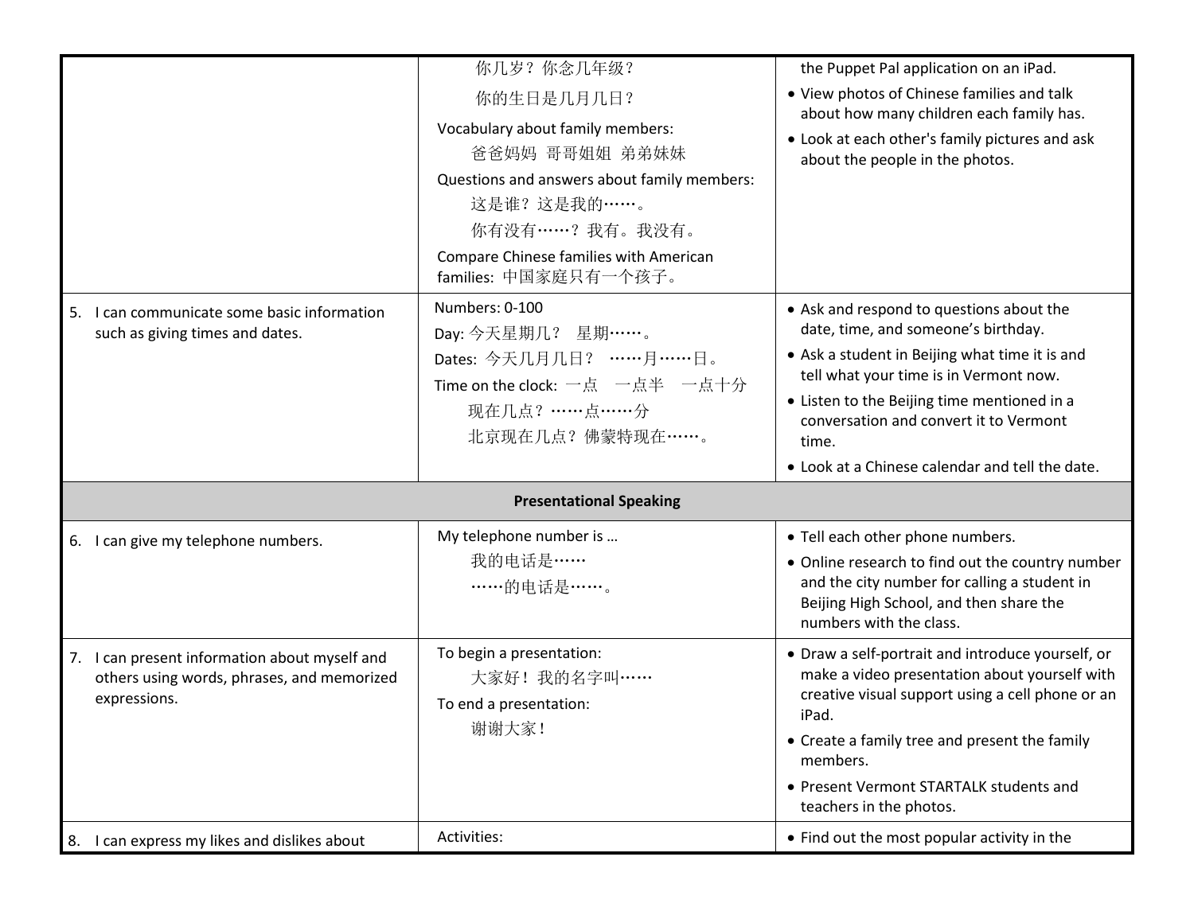| | | |
|---|---|---|
| | 你几岁？你念几年级？<br>你的生日是几月几日？<br>Vocabulary about family members:<br>爸爸妈妈 哥哥姐姐 弟弟妹妹<br>Questions and answers about family members:<br>这是谁？这是我的……。<br>你有没有……？我有。我没有。<br>Compare Chinese families with American families: 中国家庭只有一个孩子。 | the Puppet Pal application on an iPad.<br>• View photos of Chinese families and talk about how many children each family has.<br>• Look at each other's family pictures and ask about the people in the photos. |
| 5. I can communicate some basic information such as giving times and dates. | Numbers: 0-100<br>Day: 今天星期几？ 星期……。<br>Dates: 今天几月几日？ ……月……日。<br>Time on the clock: 一点 一点半 一点十分<br>现在几点？……点……分<br>北京现在几点？佛蒙特现在……。 | • Ask and respond to questions about the date, time, and someone's birthday.<br>• Ask a student in Beijing what time it is and tell what your time is in Vermont now.<br>• Listen to the Beijing time mentioned in a conversation and convert it to Vermont time.<br>• Look at a Chinese calendar and tell the date. |
| **Presentational Speaking** | | |
| 6. I can give my telephone numbers. | My telephone number is …<br>我的电话是……<br>……的电话是……。 | • Tell each other phone numbers.<br>• Online research to find out the country number and the city number for calling a student in Beijing High School, and then share the numbers with the class. |
| 7. I can present information about myself and others using words, phrases, and memorized expressions. | To begin a presentation:<br>大家好！我的名字叫……<br>To end a presentation:<br>谢谢大家！ | • Draw a self-portrait and introduce yourself, or make a video presentation about yourself with creative visual support using a cell phone or an iPad.<br>• Create a family tree and present the family members.<br>• Present Vermont STARTALK students and teachers in the photos. |
| 8. I can express my likes and dislikes about | Activities: | • Find out the most popular activity in the |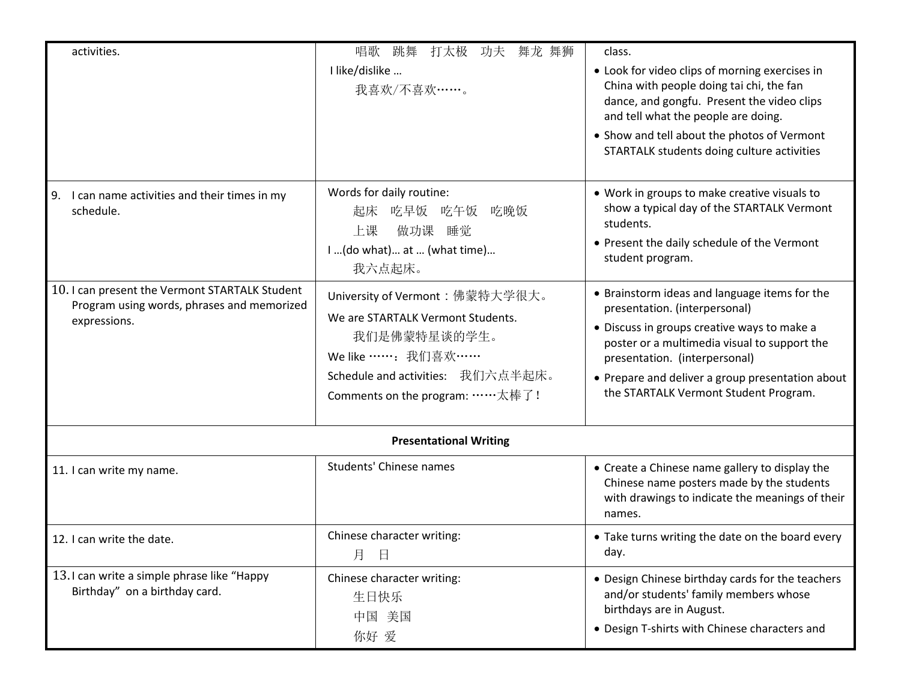| | | |
|---|---|---|
| activities. | 唱歌　跳舞　打太极　功夫　舞龙 舞狮<br>I like/dislike …<br>我喜欢/不喜欢……。 | class.<br>• Look for video clips of morning exercises in China with people doing tai chi, the fan dance, and gongfu. Present the video clips and tell what the people are doing.<br>• Show and tell about the photos of Vermont STARTALK students doing culture activities |
| 9. I can name activities and their times in my schedule. | Words for daily routine:<br>起床　吃早饭　吃午饭　吃晚饭<br>上课　　做功课　睡觉<br>I …(do what)… at … (what time)…<br>我六点起床。 | • Work in groups to make creative visuals to show a typical day of the STARTALK Vermont students.<br>• Present the daily schedule of the Vermont student program. |
| 10. I can present the Vermont STARTALK Student Program using words, phrases and memorized expressions. | University of Vermont：佛蒙特大学很大。<br>We are STARTALK Vermont Students.<br>我们是佛蒙特星谈的学生。<br>We like ……：我们喜欢……<br>Schedule and activities:　我们六点半起床。<br>Comments on the program: ……太棒了! | • Brainstorm ideas and language items for the presentation. (interpersonal)<br>• Discuss in groups creative ways to make a poster or a multimedia visual to support the presentation. (interpersonal)<br>• Prepare and deliver a group presentation about the STARTALK Vermont Student Program. |
| **Presentational Writing** | | |
| 11. I can write my name. | Students' Chinese names | • Create a Chinese name gallery to display the Chinese name posters made by the students with drawings to indicate the meanings of their names. |
| 12. I can write the date. | Chinese character writing:<br>月　日 | • Take turns writing the date on the board every day. |
| 13. I can write a simple phrase like "Happy Birthday" on a birthday card. | Chinese character writing:<br>生日快乐<br>中国　美国<br>你好 爱 | • Design Chinese birthday cards for the teachers and/or students' family members whose birthdays are in August.<br>• Design T-shirts with Chinese characters and |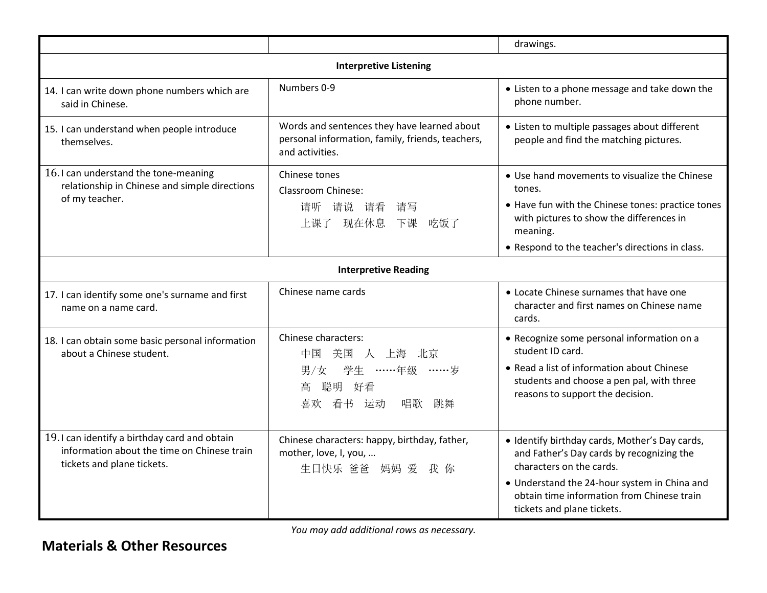| | | drawings. |
|---|---|---|
| **Interpretive Listening** | | |
| 14. I can write down phone numbers which are said in Chinese. | Numbers 0-9 | • Listen to a phone message and take down the phone number. |
| 15. I can understand when people introduce themselves. | Words and sentences they have learned about personal information, family, friends, teachers, and activities. | • Listen to multiple passages about different people and find the matching pictures. |
| 16. I can understand the tone-meaning relationship in Chinese and simple directions of my teacher. | Chinese tones<br>Classroom Chinese:<br>请听　请说　请看　请写<br>上课了　现在休息　下课　吃饭了 | • Use hand movements to visualize the Chinese tones.<br>• Have fun with the Chinese tones: practice tones with pictures to show the differences in meaning.<br>• Respond to the teacher's directions in class. |
| **Interpretive Reading** | | |
| 17. I can identify some one's surname and first name on a name card. | Chinese name cards | • Locate Chinese surnames that have one character and first names on Chinese name cards. |
| 18. I can obtain some basic personal information about a Chinese student. | Chinese characters:<br>中国　美国　人　上海　北京<br>男/女　学生　……年级　……岁<br>高　聪明　好看<br>喜欢　看书　运动　唱歌　跳舞 | • Recognize some personal information on a student ID card.<br>• Read a list of information about Chinese students and choose a pen pal, with three reasons to support the decision. |
| 19. I can identify a birthday card and obtain information about the time on Chinese train tickets and plane tickets. | Chinese characters: happy, birthday, father, mother, love, I, you, …<br>生日快乐 爸爸　妈妈 爱　我 你 | • Identify birthday cards, Mother's Day cards, and Father's Day cards by recognizing the characters on the cards.<br>• Understand the 24-hour system in China and obtain time information from Chinese train tickets and plane tickets. |

*You may add additional rows as necessary.*

## Materials & Other Resources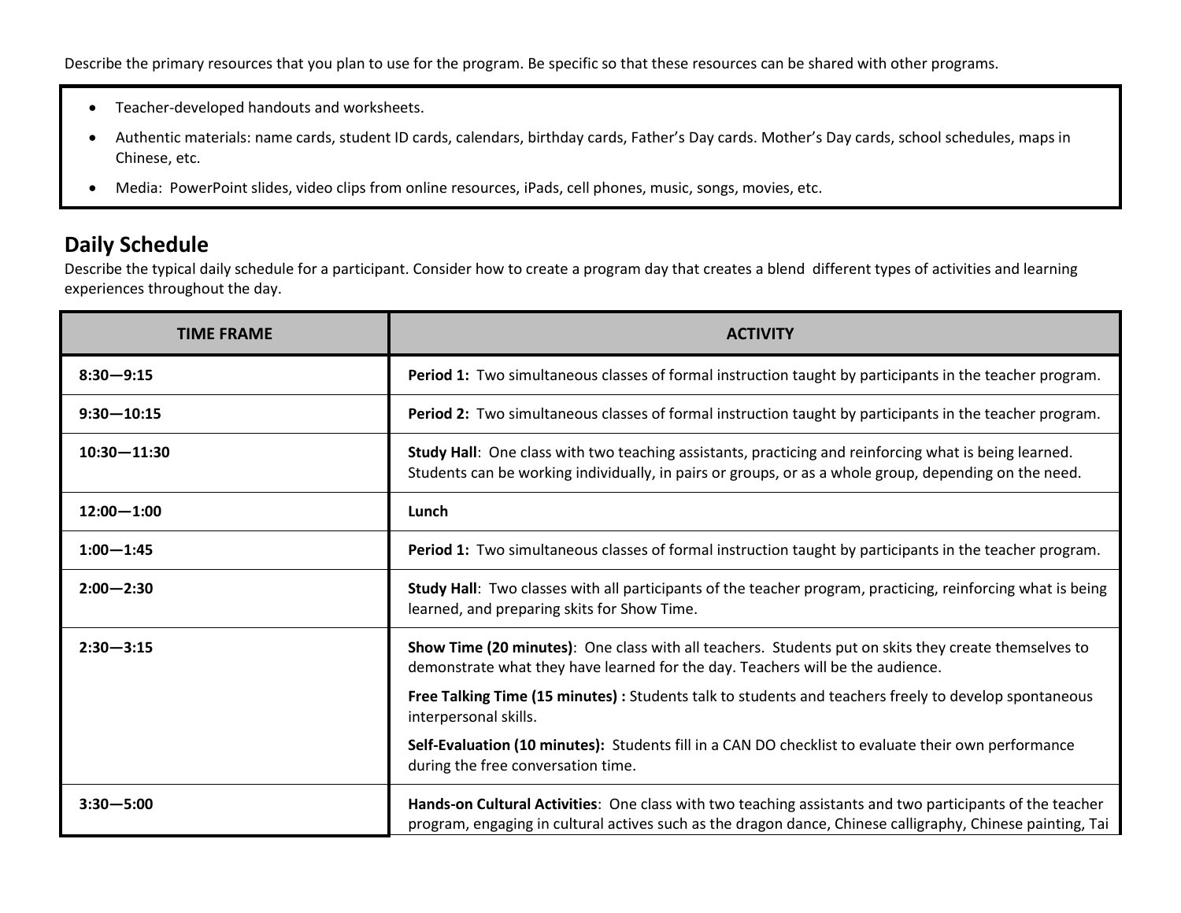Describe the primary resources that you plan to use for the program. Be specific so that these resources can be shared with other programs.

- Teacher-developed handouts and worksheets.
- Authentic materials: name cards, student ID cards, calendars, birthday cards, Father's Day cards. Mother's Day cards, school schedules, maps in Chinese, etc.
- Media: PowerPoint slides, video clips from online resources, iPads, cell phones, music, songs, movies, etc.

## Daily Schedule

Describe the typical daily schedule for a participant. Consider how to create a program day that creates a blend different types of activities and learning experiences throughout the day.

| TIME FRAME | ACTIVITY |
|---|---|
| **8:30—9:15** | **Period 1:** Two simultaneous classes of formal instruction taught by participants in the teacher program. |
| **9:30—10:15** | **Period 2:** Two simultaneous classes of formal instruction taught by participants in the teacher program. |
| **10:30—11:30** | **Study Hall**: One class with two teaching assistants, practicing and reinforcing what is being learned. Students can be working individually, in pairs or groups, or as a whole group, depending on the need. |
| **12:00—1:00** | **Lunch** |
| **1:00—1:45** | **Period 1:** Two simultaneous classes of formal instruction taught by participants in the teacher program. |
| **2:00—2:30** | **Study Hall**: Two classes with all participants of the teacher program, practicing, reinforcing what is being learned, and preparing skits for Show Time. |
| **2:30—3:15** | **Show Time (20 minutes)**: One class with all teachers. Students put on skits they create themselves to demonstrate what they have learned for the day. Teachers will be the audience.<br><br>**Free Talking Time (15 minutes) :** Students talk to students and teachers freely to develop spontaneous interpersonal skills.<br><br>**Self-Evaluation (10 minutes):** Students fill in a CAN DO checklist to evaluate their own performance during the free conversation time. |
| **3:30—5:00** | **Hands-on Cultural Activities**: One class with two teaching assistants and two participants of the teacher program, engaging in cultural actives such as the dragon dance, Chinese calligraphy, Chinese painting, Tai |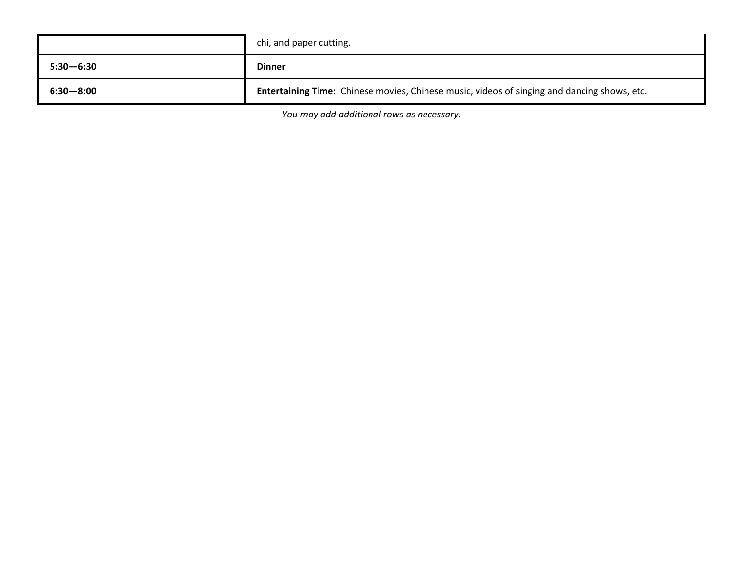| | |
|---|---|
| | chi, and paper cutting. |
| **5:30—6:30** | **Dinner** |
| **6:30—8:00** | **Entertaining Time:** Chinese movies, Chinese music, videos of singing and dancing shows, etc. |

*You may add additional rows as necessary.*